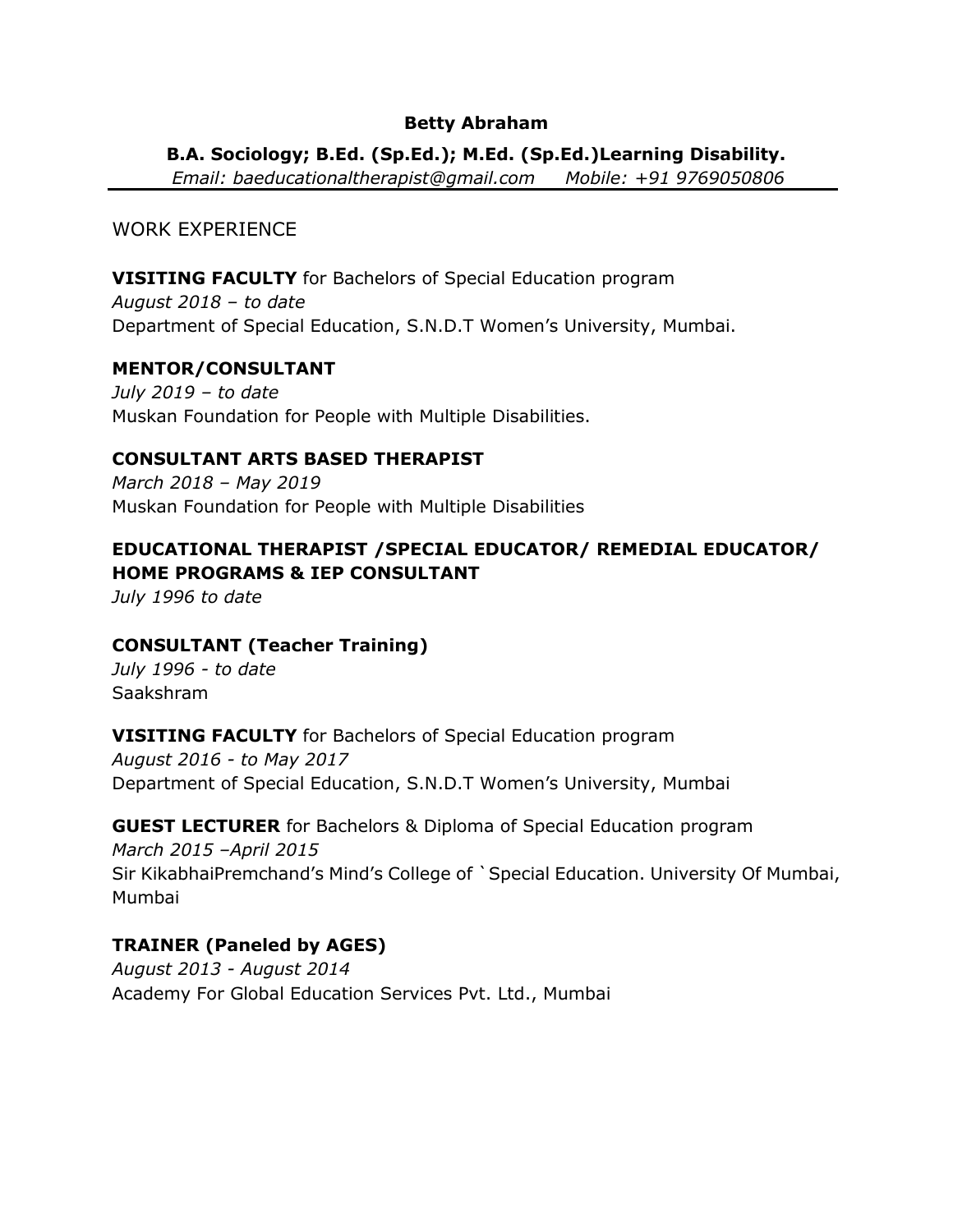**Betty Abraham**

**B.A. Sociology; B.Ed. (Sp.Ed.); M.Ed. (Sp.Ed.)Learning Disability.**

*Email: baeducationaltherapist@gmail.com      Mobile: +91 9769050806*

---

WORK EXPERIENCE

**VISITING FACULTY** for Bachelors of Special Education program
*August 2018 – to date*
Department of Special Education, S.N.D.T Women's University, Mumbai.

**MENTOR/CONSULTANT**
*July 2019 – to date*
Muskan Foundation for People with Multiple Disabilities.

**CONSULTANT ARTS BASED THERAPIST**
*March 2018 – May 2019*
Muskan Foundation for People with Multiple Disabilities

**EDUCATIONAL THERAPIST /SPECIAL EDUCATOR/ REMEDIAL EDUCATOR/ HOME PROGRAMS & IEP CONSULTANT**
*July 1996 to date*

**CONSULTANT (Teacher Training)**
*July 1996 - to date*
Saakshram

**VISITING FACULTY** for Bachelors of Special Education program
*August 2016 - to May 2017*
Department of Special Education, S.N.D.T Women's University, Mumbai

**GUEST LECTURER** for Bachelors & Diploma of Special Education program
*March 2015 –April 2015*
Sir KikabhaiPremchand's Mind's College of `Special Education. University Of Mumbai, Mumbai

**TRAINER (Paneled by AGES)**
*August 2013 - August 2014*
Academy For Global Education Services Pvt. Ltd., Mumbai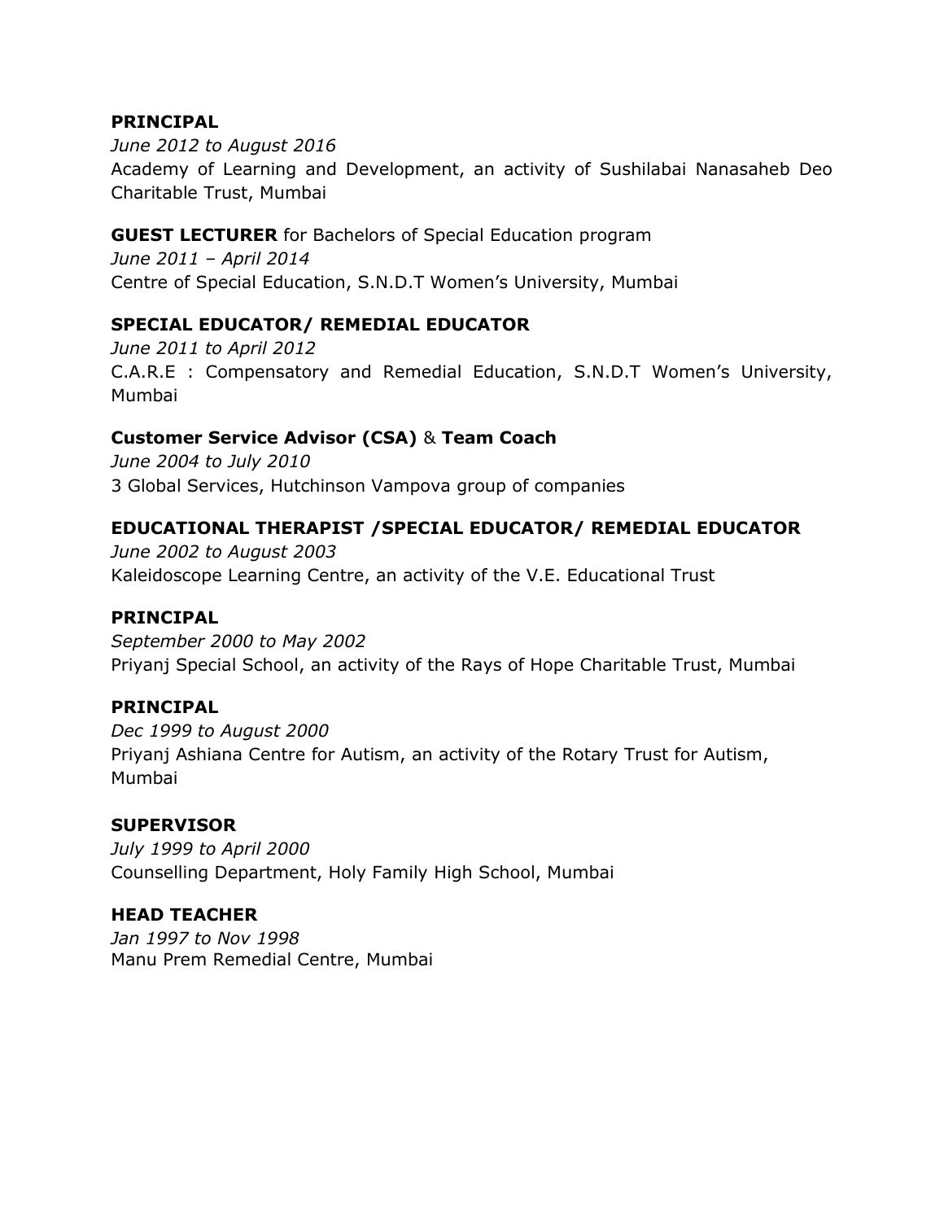**PRINCIPAL**
*June 2012 to August 2016*
Academy of Learning and Development, an activity of Sushilabai Nanasaheb Deo Charitable Trust, Mumbai

**GUEST LECTURER** for Bachelors of Special Education program
*June 2011 – April 2014*
Centre of Special Education, S.N.D.T Women's University, Mumbai

**SPECIAL EDUCATOR/ REMEDIAL EDUCATOR**
*June 2011 to April 2012*
C.A.R.E : Compensatory and Remedial Education, S.N.D.T Women's University, Mumbai

**Customer Service Advisor (CSA)** & **Team Coach**
*June 2004 to July 2010*
3 Global Services, Hutchinson Vampova group of companies

**EDUCATIONAL THERAPIST /SPECIAL EDUCATOR/ REMEDIAL EDUCATOR**
*June 2002 to August 2003*
Kaleidoscope Learning Centre, an activity of the V.E. Educational Trust

**PRINCIPAL**
*September 2000 to May 2002*
Priyanj Special School, an activity of the Rays of Hope Charitable Trust, Mumbai

**PRINCIPAL**
*Dec 1999 to August 2000*
Priyanj Ashiana Centre for Autism, an activity of the Rotary Trust for Autism, Mumbai

**SUPERVISOR**
*July 1999 to April 2000*
Counselling Department, Holy Family High School, Mumbai

**HEAD TEACHER**
*Jan 1997 to Nov 1998*
Manu Prem Remedial Centre, Mumbai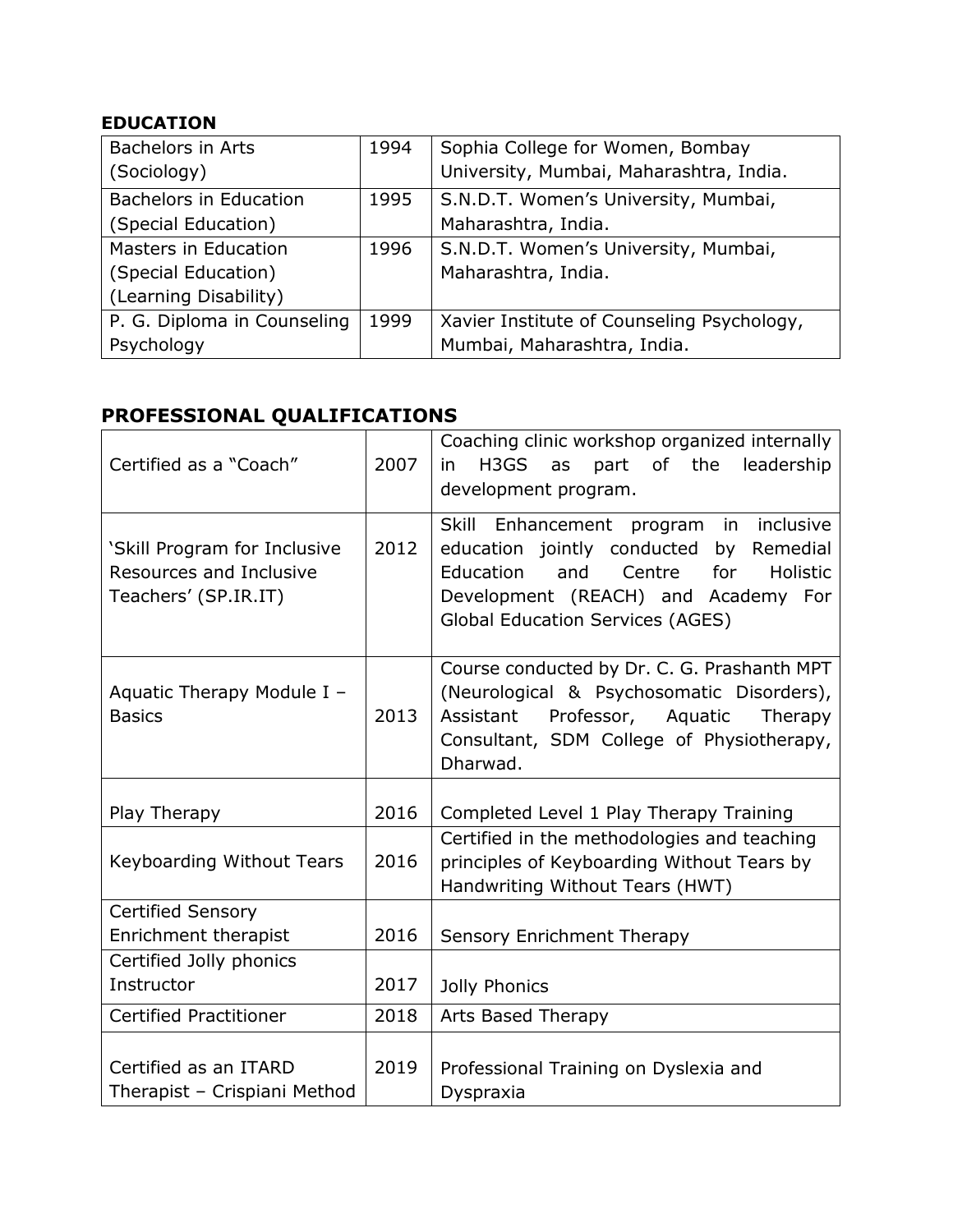## EDUCATION

| | | |
|---|---|---|
| Bachelors in Arts (Sociology) | 1994 | Sophia College for Women, Bombay University, Mumbai, Maharashtra, India. |
| Bachelors in Education (Special Education) | 1995 | S.N.D.T. Women's University, Mumbai, Maharashtra, India. |
| Masters in Education (Special Education) (Learning Disability) | 1996 | S.N.D.T. Women's University, Mumbai, Maharashtra, India. |
| P. G. Diploma in Counseling Psychology | 1999 | Xavier Institute of Counseling Psychology, Mumbai, Maharashtra, India. |

## PROFESSIONAL QUALIFICATIONS

| | | |
|---|---|---|
| Certified as a "Coach" | 2007 | Coaching clinic workshop organized internally in H3GS as part of the leadership development program. |
| 'Skill Program for Inclusive Resources and Inclusive Teachers' (SP.IR.IT) | 2012 | Skill Enhancement program in inclusive education jointly conducted by Remedial Education and Centre for Holistic Development (REACH) and Academy For Global Education Services (AGES) |
| Aquatic Therapy Module I – Basics | 2013 | Course conducted by Dr. C. G. Prashanth MPT (Neurological & Psychosomatic Disorders), Assistant Professor, Aquatic Therapy Consultant, SDM College of Physiotherapy, Dharwad. |
| Play Therapy | 2016 | Completed Level 1 Play Therapy Training |
| Keyboarding Without Tears | 2016 | Certified in the methodologies and teaching principles of Keyboarding Without Tears by Handwriting Without Tears (HWT) |
| Certified Sensory Enrichment therapist | 2016 | Sensory Enrichment Therapy |
| Certified Jolly phonics Instructor | 2017 | Jolly Phonics |
| Certified Practitioner | 2018 | Arts Based Therapy |
| Certified as an ITARD Therapist – Crispiani Method | 2019 | Professional Training on Dyslexia and Dyspraxia |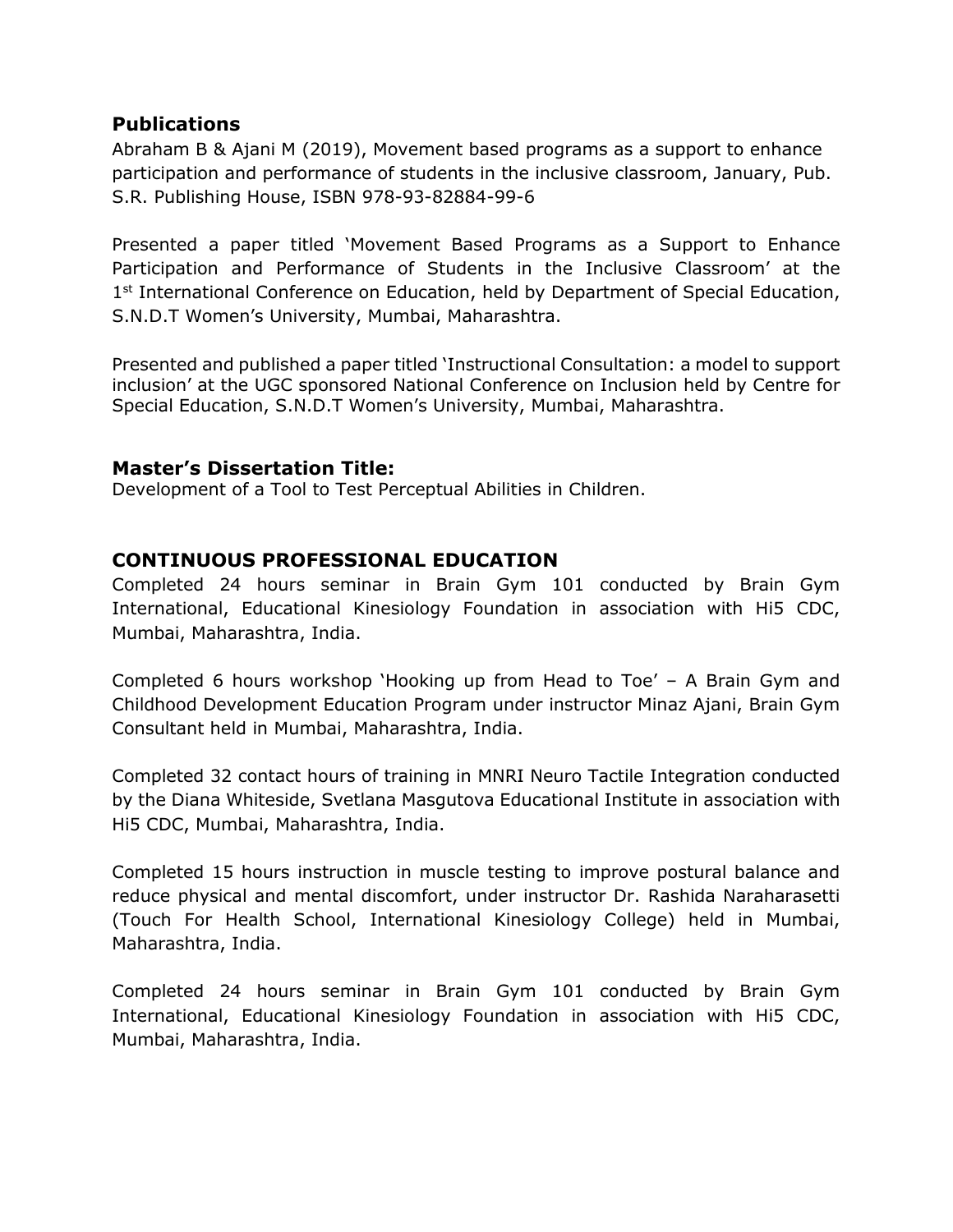## Publications

Abraham B & Ajani M (2019), Movement based programs as a support to enhance participation and performance of students in the inclusive classroom, January, Pub. S.R. Publishing House, ISBN 978-93-82884-99-6

Presented a paper titled 'Movement Based Programs as a Support to Enhance Participation and Performance of Students in the Inclusive Classroom' at the 1st International Conference on Education, held by Department of Special Education, S.N.D.T Women's University, Mumbai, Maharashtra.

Presented and published a paper titled 'Instructional Consultation: a model to support inclusion' at the UGC sponsored National Conference on Inclusion held by Centre for Special Education, S.N.D.T Women's University, Mumbai, Maharashtra.

## Master's Dissertation Title:

Development of a Tool to Test Perceptual Abilities in Children.

## CONTINUOUS PROFESSIONAL EDUCATION

Completed 24 hours seminar in Brain Gym 101 conducted by Brain Gym International, Educational Kinesiology Foundation in association with Hi5 CDC, Mumbai, Maharashtra, India.

Completed 6 hours workshop 'Hooking up from Head to Toe' – A Brain Gym and Childhood Development Education Program under instructor Minaz Ajani, Brain Gym Consultant held in Mumbai, Maharashtra, India.

Completed 32 contact hours of training in MNRI Neuro Tactile Integration conducted by the Diana Whiteside, Svetlana Masgutova Educational Institute in association with Hi5 CDC, Mumbai, Maharashtra, India.

Completed 15 hours instruction in muscle testing to improve postural balance and reduce physical and mental discomfort, under instructor Dr. Rashida Naraharasetti (Touch For Health School, International Kinesiology College) held in Mumbai, Maharashtra, India.

Completed 24 hours seminar in Brain Gym 101 conducted by Brain Gym International, Educational Kinesiology Foundation in association with Hi5 CDC, Mumbai, Maharashtra, India.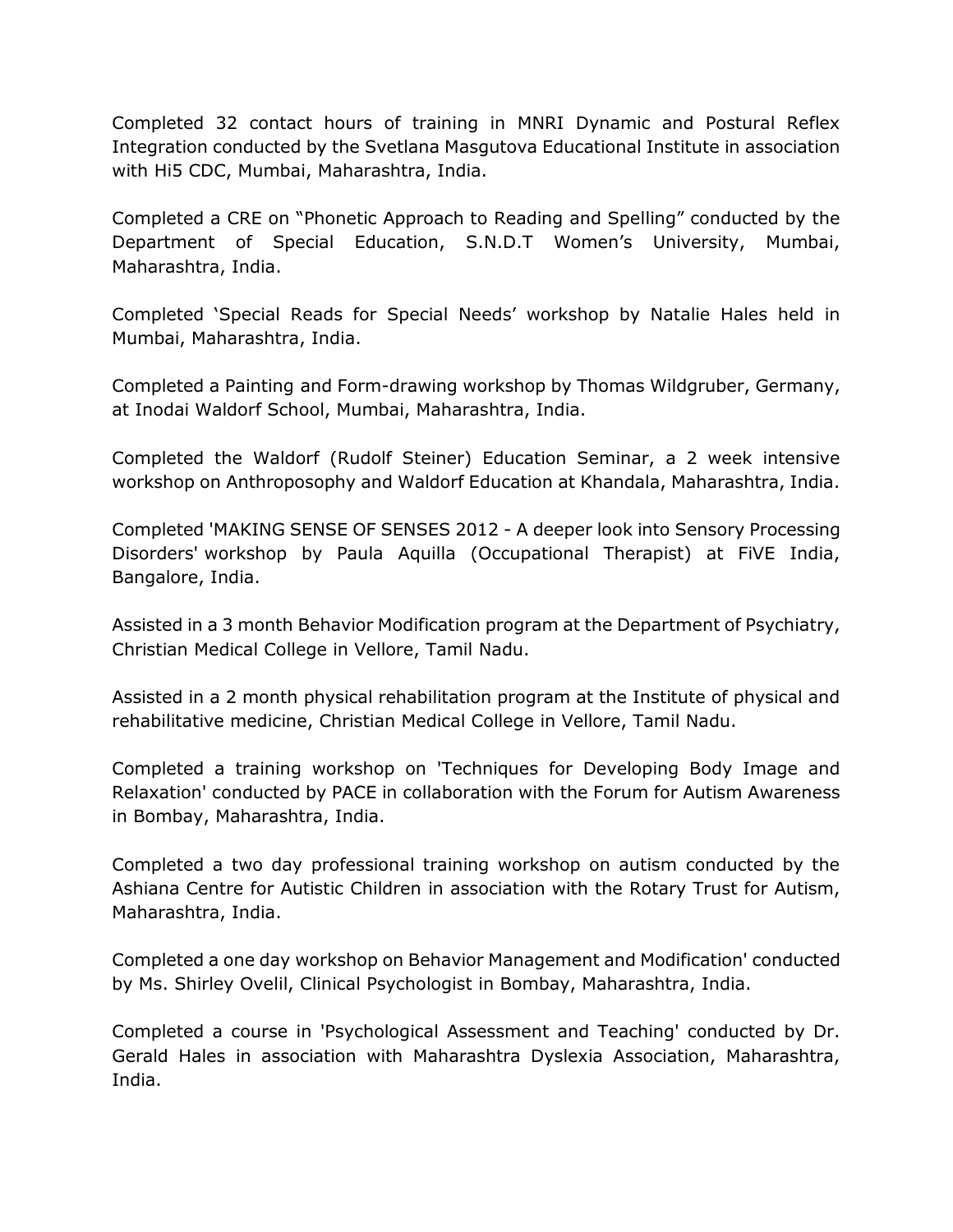Completed 32 contact hours of training in MNRI Dynamic and Postural Reflex Integration conducted by the Svetlana Masgutova Educational Institute in association with Hi5 CDC, Mumbai, Maharashtra, India.

Completed a CRE on “Phonetic Approach to Reading and Spelling” conducted by the Department of Special Education, S.N.D.T Women’s University, Mumbai, Maharashtra, India.

Completed ‘Special Reads for Special Needs’ workshop by Natalie Hales held in Mumbai, Maharashtra, India.

Completed a Painting and Form-drawing workshop by Thomas Wildgruber, Germany, at Inodai Waldorf School, Mumbai, Maharashtra, India.

Completed the Waldorf (Rudolf Steiner) Education Seminar, a 2 week intensive workshop on Anthroposophy and Waldorf Education at Khandala, Maharashtra, India.

Completed 'MAKING SENSE OF SENSES 2012 - A deeper look into Sensory Processing Disorders' workshop by Paula Aquilla (Occupational Therapist) at FiVE India, Bangalore, India.

Assisted in a 3 month Behavior Modification program at the Department of Psychiatry, Christian Medical College in Vellore, Tamil Nadu.

Assisted in a 2 month physical rehabilitation program at the Institute of physical and rehabilitative medicine, Christian Medical College in Vellore, Tamil Nadu.

Completed a training workshop on 'Techniques for Developing Body Image and Relaxation' conducted by PACE in collaboration with the Forum for Autism Awareness in Bombay, Maharashtra, India.

Completed a two day professional training workshop on autism conducted by the Ashiana Centre for Autistic Children in association with the Rotary Trust for Autism, Maharashtra, India.

Completed a one day workshop on Behavior Management and Modification' conducted by Ms. Shirley Ovelil, Clinical Psychologist in Bombay, Maharashtra, India.

Completed a course in 'Psychological Assessment and Teaching' conducted by Dr. Gerald Hales in association with Maharashtra Dyslexia Association, Maharashtra, India.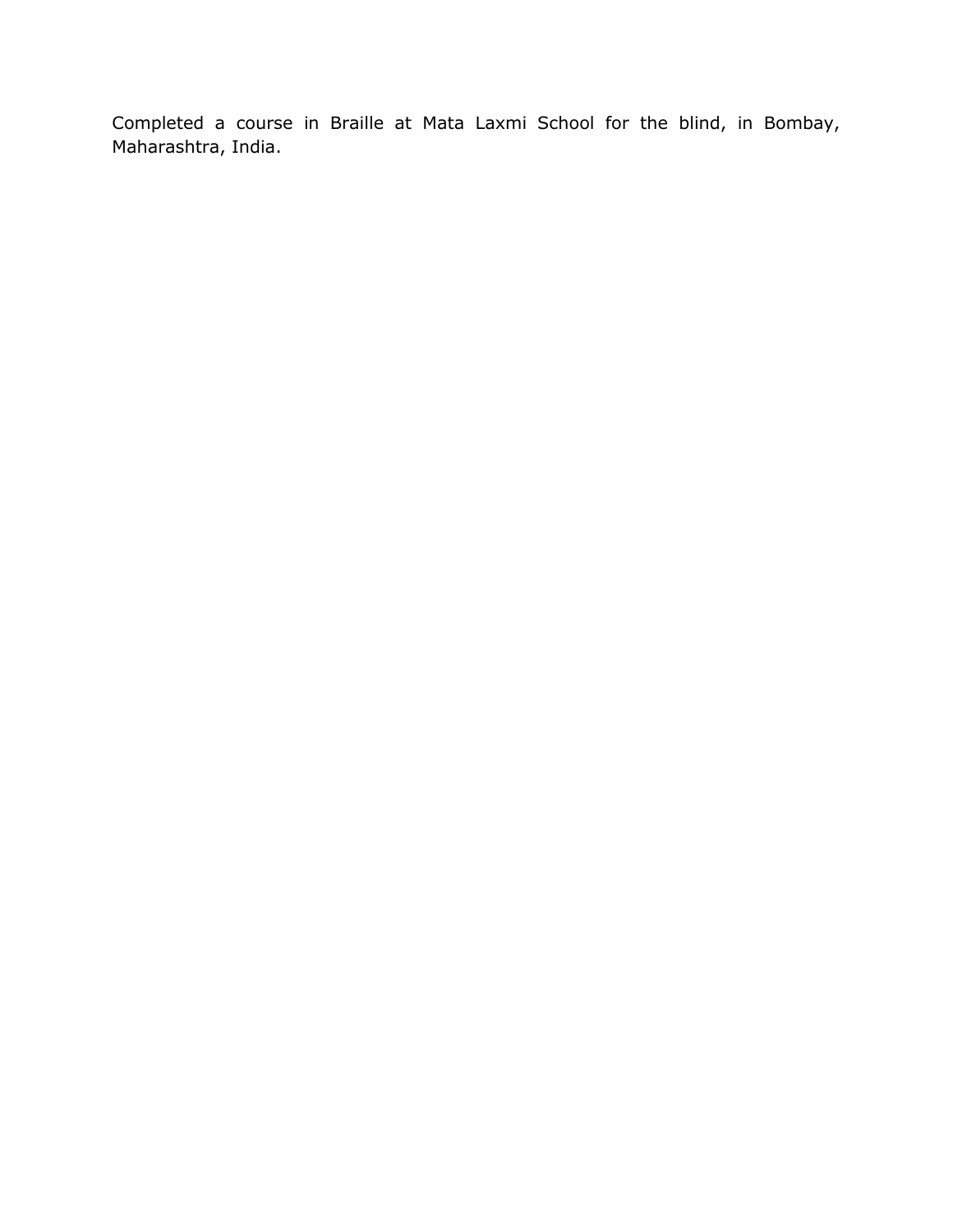Completed a course in Braille at Mata Laxmi School for the blind, in Bombay, Maharashtra, India.